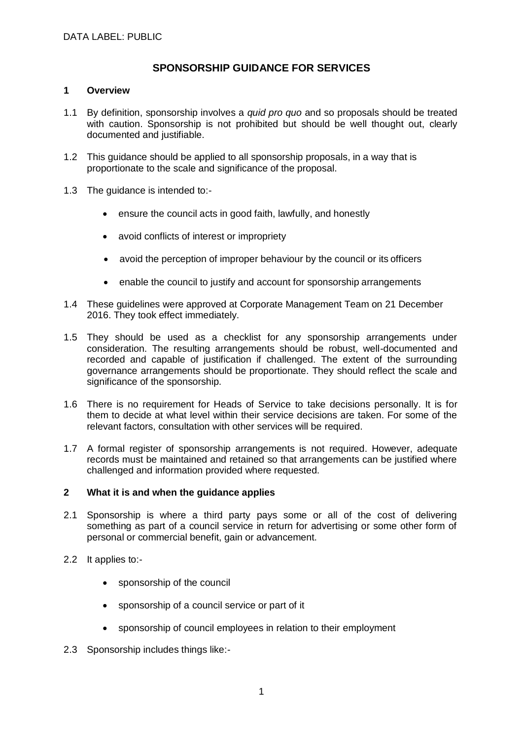DATA LABEL: PUBLIC

# SPONSORSHIP GUIDANCE FOR SERVICES

## 1 Overview

1.1 By definition, sponsorship involves a *quid pro quo* and so proposals should be treated with caution. Sponsorship is not prohibited but should be well thought out, clearly documented and justifiable.

1.2 This guidance should be applied to all sponsorship proposals, in a way that is proportionate to the scale and significance of the proposal.

1.3 The guidance is intended to:-

- ensure the council acts in good faith, lawfully, and honestly
- avoid conflicts of interest or impropriety
- avoid the perception of improper behaviour by the council or its officers
- enable the council to justify and account for sponsorship arrangements

1.4 These guidelines were approved at Corporate Management Team on 21 December 2016. They took effect immediately.

1.5 They should be used as a checklist for any sponsorship arrangements under consideration. The resulting arrangements should be robust, well-documented and recorded and capable of justification if challenged. The extent of the surrounding governance arrangements should be proportionate. They should reflect the scale and significance of the sponsorship.

1.6 There is no requirement for Heads of Service to take decisions personally. It is for them to decide at what level within their service decisions are taken. For some of the relevant factors, consultation with other services will be required.

1.7 A formal register of sponsorship arrangements is not required. However, adequate records must be maintained and retained so that arrangements can be justified where challenged and information provided where requested.

## 2 What it is and when the guidance applies

2.1 Sponsorship is where a third party pays some or all of the cost of delivering something as part of a council service in return for advertising or some other form of personal or commercial benefit, gain or advancement.

2.2 It applies to:-

- sponsorship of the council
- sponsorship of a council service or part of it
- sponsorship of council employees in relation to their employment

2.3 Sponsorship includes things like:-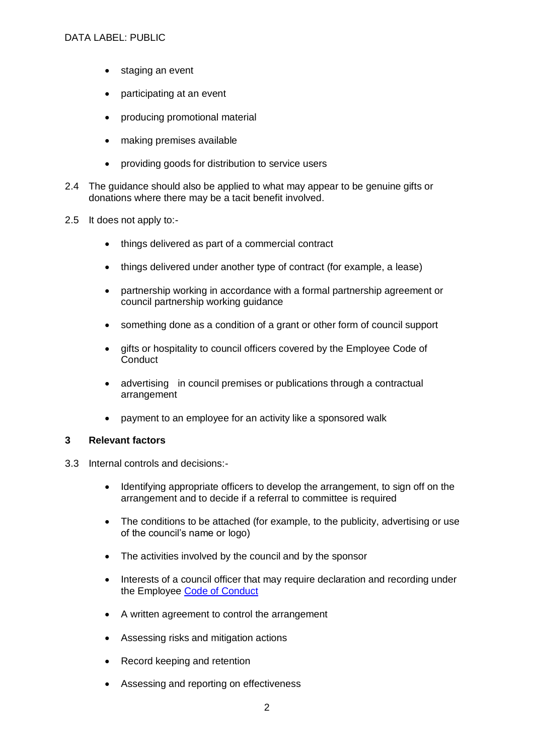- staging an event
- participating at an event
- producing promotional material
- making premises available
- providing goods for distribution to service users

2.4 The guidance should also be applied to what may appear to be genuine gifts or donations where there may be a tacit benefit involved.

2.5 It does not apply to:-

- things delivered as part of a commercial contract
- things delivered under another type of contract (for example, a lease)
- partnership working in accordance with a formal partnership agreement or council partnership working guidance
- something done as a condition of a grant or other form of council support
- gifts or hospitality to council officers covered by the Employee Code of Conduct
- advertising in council premises or publications through a contractual arrangement
- payment to an employee for an activity like a sponsored walk

## 3 Relevant factors

3.3 Internal controls and decisions:-

- Identifying appropriate officers to develop the arrangement, to sign off on the arrangement and to decide if a referral to committee is required
- The conditions to be attached (for example, to the publicity, advertising or use of the council's name or logo)
- The activities involved by the council and by the sponsor
- Interests of a council officer that may require declaration and recording under the Employee Code of Conduct
- A written agreement to control the arrangement
- Assessing risks and mitigation actions
- Record keeping and retention
- Assessing and reporting on effectiveness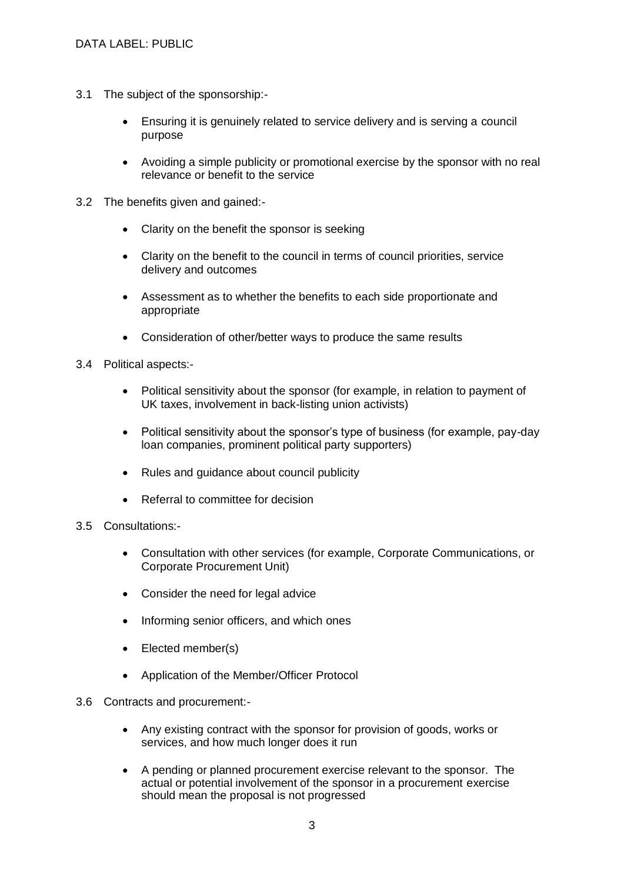3.1 The subject of the sponsorship:-

- Ensuring it is genuinely related to service delivery and is serving a council purpose
- Avoiding a simple publicity or promotional exercise by the sponsor with no real relevance or benefit to the service

3.2 The benefits given and gained:-

- Clarity on the benefit the sponsor is seeking
- Clarity on the benefit to the council in terms of council priorities, service delivery and outcomes
- Assessment as to whether the benefits to each side proportionate and appropriate
- Consideration of other/better ways to produce the same results

3.4 Political aspects:-

- Political sensitivity about the sponsor (for example, in relation to payment of UK taxes, involvement in back-listing union activists)
- Political sensitivity about the sponsor's type of business (for example, pay-day loan companies, prominent political party supporters)
- Rules and guidance about council publicity
- Referral to committee for decision

3.5 Consultations:-

- Consultation with other services (for example, Corporate Communications, or Corporate Procurement Unit)
- Consider the need for legal advice
- Informing senior officers, and which ones
- Elected member(s)
- Application of the Member/Officer Protocol

3.6 Contracts and procurement:-

- Any existing contract with the sponsor for provision of goods, works or services, and how much longer does it run
- A pending or planned procurement exercise relevant to the sponsor. The actual or potential involvement of the sponsor in a procurement exercise should mean the proposal is not progressed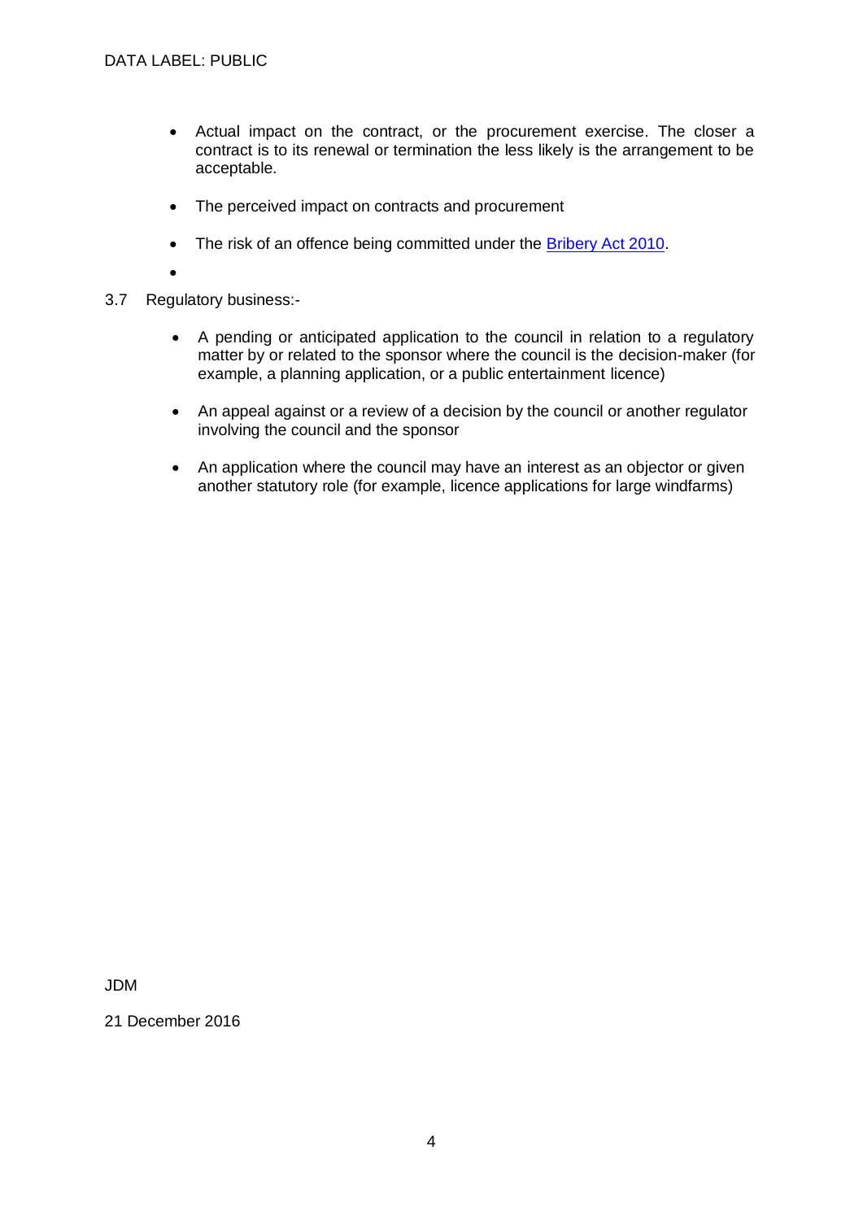- Actual impact on the contract, or the procurement exercise. The closer a contract is to its renewal or termination the less likely is the arrangement to be acceptable.

- The perceived impact on contracts and procurement

- The risk of an offence being committed under the [Bribery Act 2010](#).

3.7 Regulatory business:-

- A pending or anticipated application to the council in relation to a regulatory matter by or related to the sponsor where the council is the decision-maker (for example, a planning application, or a public entertainment licence)

- An appeal against or a review of a decision by the council or another regulator involving the council and the sponsor

- An application where the council may have an interest as an objector or given another statutory role (for example, licence applications for large windfarms)

JDM

21 December 2016